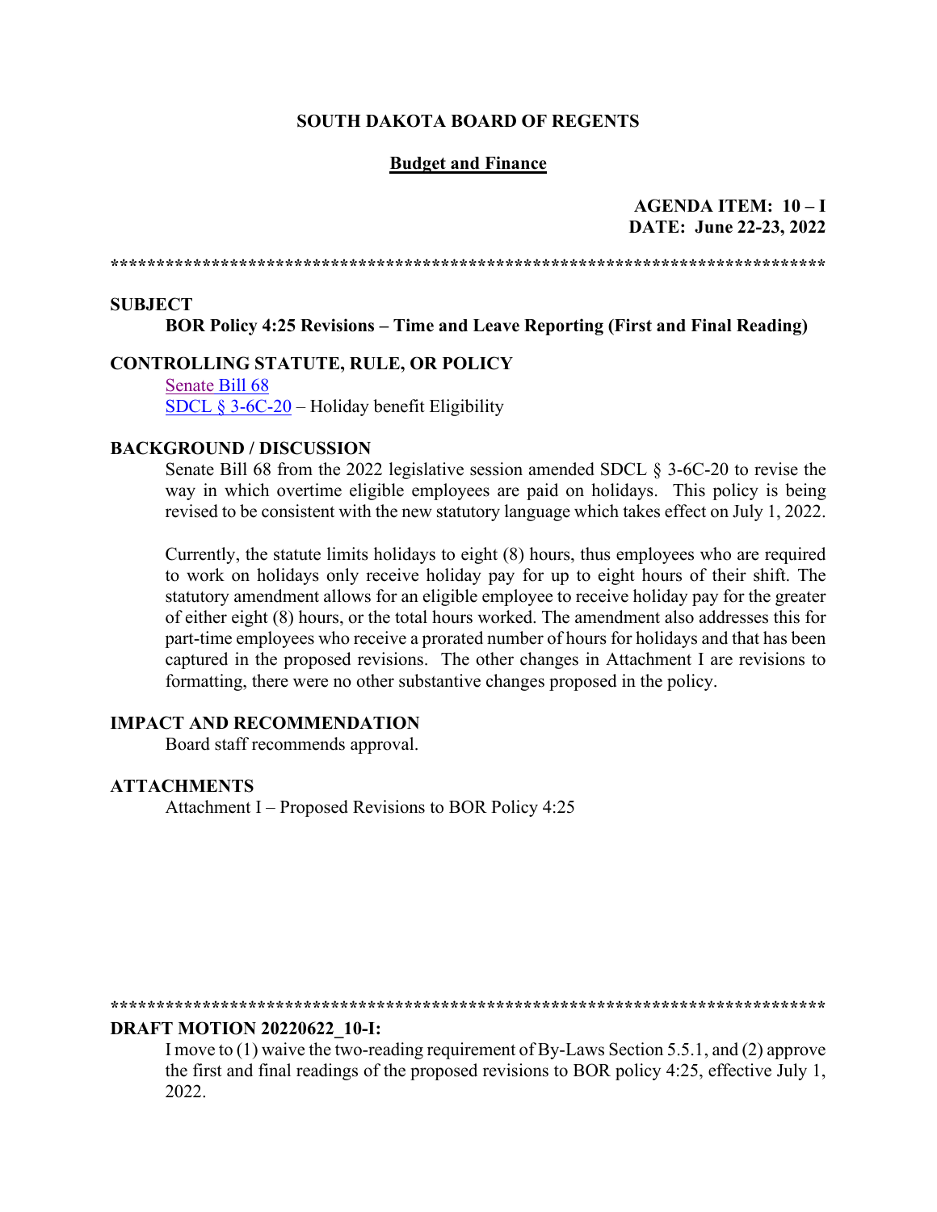**SOUTH DAKOTA BOARD OF REGENTS**

**Budget and Finance**

**AGENDA ITEM: 10 – I**
**DATE: June 22-23, 2022**

******************************************************************************

**SUBJECT**

**BOR Policy 4:25 Revisions – Time and Leave Reporting (First and Final Reading)**

**CONTROLLING STATUTE, RULE, OR POLICY**

Senate Bill 68
SDCL § 3-6C-20 – Holiday benefit Eligibility

**BACKGROUND / DISCUSSION**

Senate Bill 68 from the 2022 legislative session amended SDCL § 3-6C-20 to revise the way in which overtime eligible employees are paid on holidays. This policy is being revised to be consistent with the new statutory language which takes effect on July 1, 2022.

Currently, the statute limits holidays to eight (8) hours, thus employees who are required to work on holidays only receive holiday pay for up to eight hours of their shift. The statutory amendment allows for an eligible employee to receive holiday pay for the greater of either eight (8) hours, or the total hours worked. The amendment also addresses this for part-time employees who receive a prorated number of hours for holidays and that has been captured in the proposed revisions. The other changes in Attachment I are revisions to formatting, there were no other substantive changes proposed in the policy.

**IMPACT AND RECOMMENDATION**

Board staff recommends approval.

**ATTACHMENTS**

Attachment I – Proposed Revisions to BOR Policy 4:25

******************************************************************************

**DRAFT MOTION 20220622_10-I:**

I move to (1) waive the two-reading requirement of By-Laws Section 5.5.1, and (2) approve the first and final readings of the proposed revisions to BOR policy 4:25, effective July 1, 2022.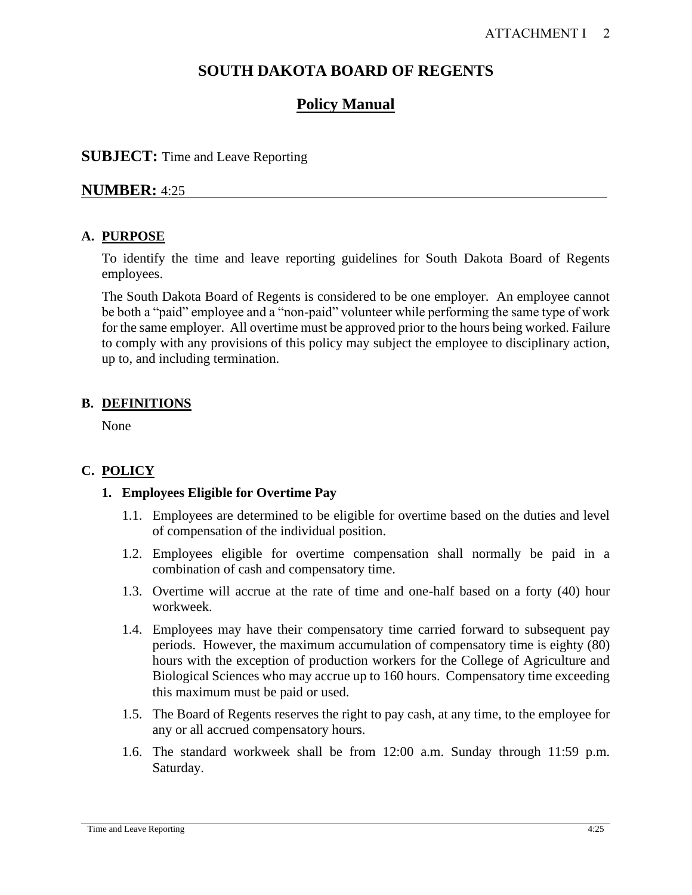# SOUTH DAKOTA BOARD OF REGENTS

## Policy Manual

**SUBJECT:** Time and Leave Reporting

**NUMBER:** 4:25

### A. PURPOSE

To identify the time and leave reporting guidelines for South Dakota Board of Regents employees.

The South Dakota Board of Regents is considered to be one employer. An employee cannot be both a "paid" employee and a "non-paid" volunteer while performing the same type of work for the same employer. All overtime must be approved prior to the hours being worked. Failure to comply with any provisions of this policy may subject the employee to disciplinary action, up to, and including termination.

### B. DEFINITIONS

None

### C. POLICY

#### 1. Employees Eligible for Overtime Pay

1.1. Employees are determined to be eligible for overtime based on the duties and level of compensation of the individual position.

1.2. Employees eligible for overtime compensation shall normally be paid in a combination of cash and compensatory time.

1.3. Overtime will accrue at the rate of time and one-half based on a forty (40) hour workweek.

1.4. Employees may have their compensatory time carried forward to subsequent pay periods. However, the maximum accumulation of compensatory time is eighty (80) hours with the exception of production workers for the College of Agriculture and Biological Sciences who may accrue up to 160 hours. Compensatory time exceeding this maximum must be paid or used.

1.5. The Board of Regents reserves the right to pay cash, at any time, to the employee for any or all accrued compensatory hours.

1.6. The standard workweek shall be from 12:00 a.m. Sunday through 11:59 p.m. Saturday.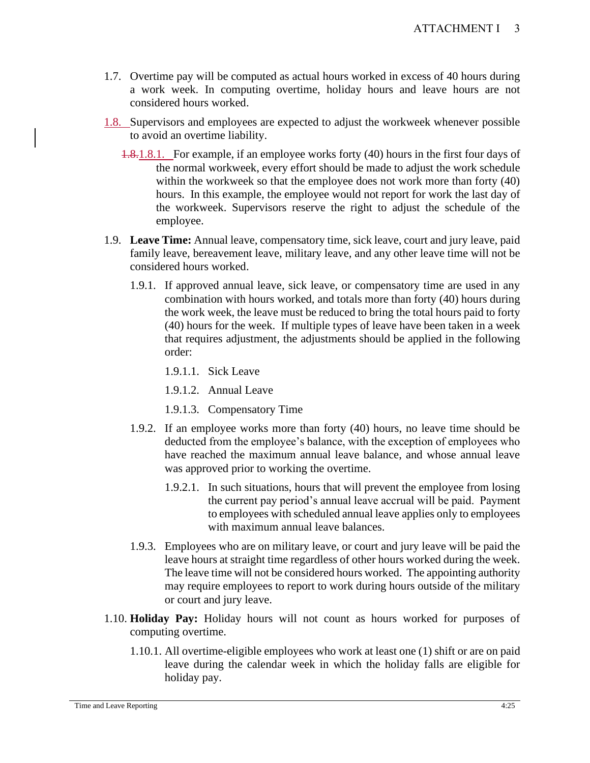1.7. Overtime pay will be computed as actual hours worked in excess of 40 hours during a work week. In computing overtime, holiday hours and leave hours are not considered hours worked.

1.8. Supervisors and employees are expected to adjust the workweek whenever possible to avoid an overtime liability.

  1.8.1. For example, if an employee works forty (40) hours in the first four days of the normal workweek, every effort should be made to adjust the work schedule within the workweek so that the employee does not work more than forty (40) hours. In this example, the employee would not report for work the last day of the workweek. Supervisors reserve the right to adjust the schedule of the employee.

1.9. **Leave Time:** Annual leave, compensatory time, sick leave, court and jury leave, paid family leave, bereavement leave, military leave, and any other leave time will not be considered hours worked.

  1.9.1. If approved annual leave, sick leave, or compensatory time are used in any combination with hours worked, and totals more than forty (40) hours during the work week, the leave must be reduced to bring the total hours paid to forty (40) hours for the week. If multiple types of leave have been taken in a week that requires adjustment, the adjustments should be applied in the following order:

    1.9.1.1. Sick Leave

    1.9.1.2. Annual Leave

    1.9.1.3. Compensatory Time

  1.9.2. If an employee works more than forty (40) hours, no leave time should be deducted from the employee's balance, with the exception of employees who have reached the maximum annual leave balance, and whose annual leave was approved prior to working the overtime.

    1.9.2.1. In such situations, hours that will prevent the employee from losing the current pay period's annual leave accrual will be paid. Payment to employees with scheduled annual leave applies only to employees with maximum annual leave balances.

  1.9.3. Employees who are on military leave, or court and jury leave will be paid the leave hours at straight time regardless of other hours worked during the week. The leave time will not be considered hours worked. The appointing authority may require employees to report to work during hours outside of the military or court and jury leave.

1.10. **Holiday Pay:** Holiday hours will not count as hours worked for purposes of computing overtime.

  1.10.1. All overtime-eligible employees who work at least one (1) shift or are on paid leave during the calendar week in which the holiday falls are eligible for holiday pay.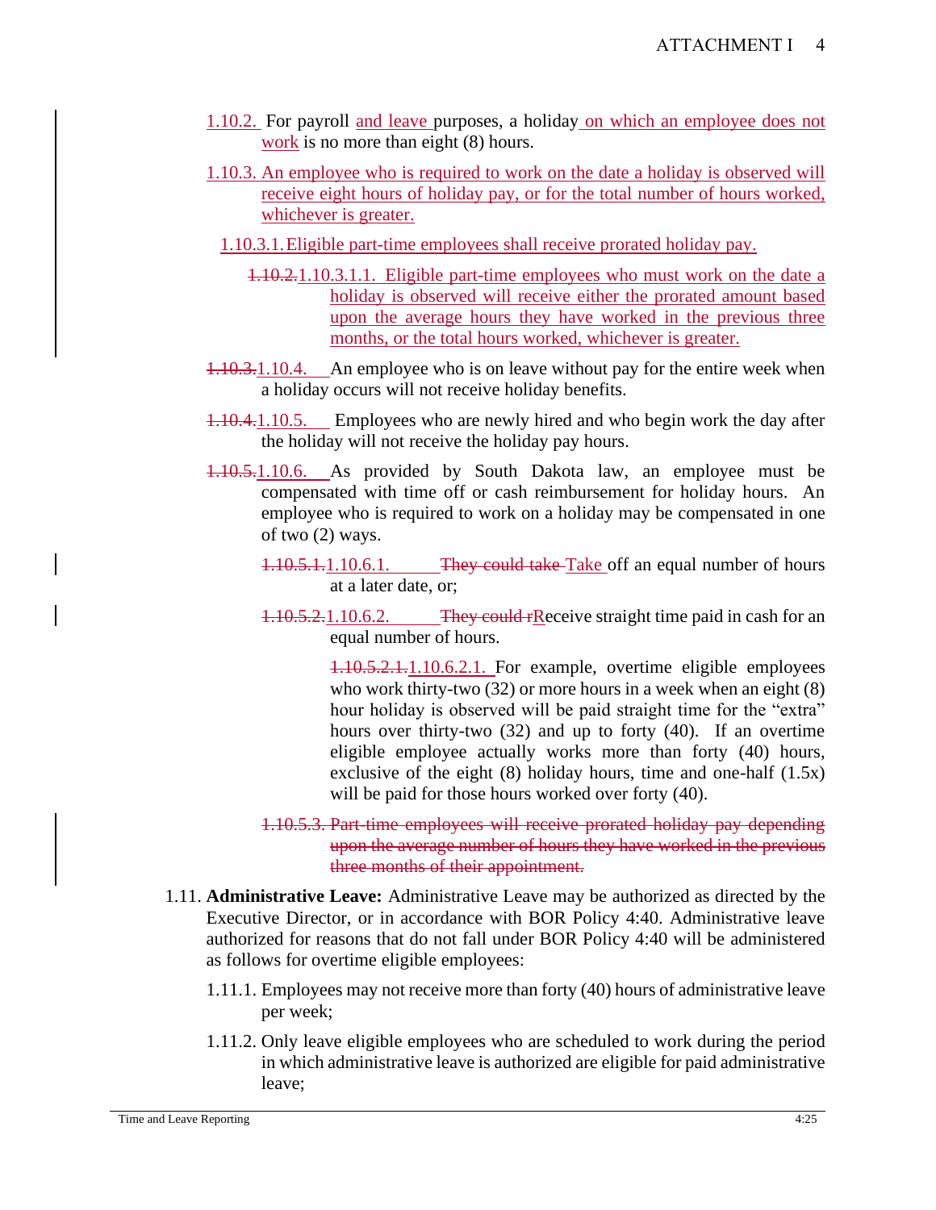1.10.2. For payroll and leave purposes, a holiday on which an employee does not work is no more than eight (8) hours.

1.10.3. An employee who is required to work on the date a holiday is observed will receive eight hours of holiday pay, or for the total number of hours worked, whichever is greater.

1.10.3.1. Eligible part-time employees shall receive prorated holiday pay.

~~1.10.2.~~1.10.3.1.1. Eligible part-time employees who must work on the date a holiday is observed will receive either the prorated amount based upon the average hours they have worked in the previous three months, or the total hours worked, whichever is greater.

~~1.10.3.~~1.10.4. An employee who is on leave without pay for the entire week when a holiday occurs will not receive holiday benefits.

~~1.10.4.~~1.10.5. Employees who are newly hired and who begin work the day after the holiday will not receive the holiday pay hours.

~~1.10.5.~~1.10.6. As provided by South Dakota law, an employee must be compensated with time off or cash reimbursement for holiday hours. An employee who is required to work on a holiday may be compensated in one of two (2) ways.

~~1.10.5.1.~~1.10.6.1. ~~They could take~~ Take off an equal number of hours at a later date, or;

~~1.10.5.2.~~1.10.6.2. ~~They could r~~Receive straight time paid in cash for an equal number of hours.

~~1.10.5.2.1.~~1.10.6.2.1. For example, overtime eligible employees who work thirty-two (32) or more hours in a week when an eight (8) hour holiday is observed will be paid straight time for the "extra" hours over thirty-two (32) and up to forty (40). If an overtime eligible employee actually works more than forty (40) hours, exclusive of the eight (8) holiday hours, time and one-half (1.5x) will be paid for those hours worked over forty (40).

~~1.10.5.3. Part-time employees will receive prorated holiday pay depending upon the average number of hours they have worked in the previous three months of their appointment.~~

1.11. **Administrative Leave:** Administrative Leave may be authorized as directed by the Executive Director, or in accordance with BOR Policy 4:40. Administrative leave authorized for reasons that do not fall under BOR Policy 4:40 will be administered as follows for overtime eligible employees:

1.11.1. Employees may not receive more than forty (40) hours of administrative leave per week;

1.11.2. Only leave eligible employees who are scheduled to work during the period in which administrative leave is authorized are eligible for paid administrative leave;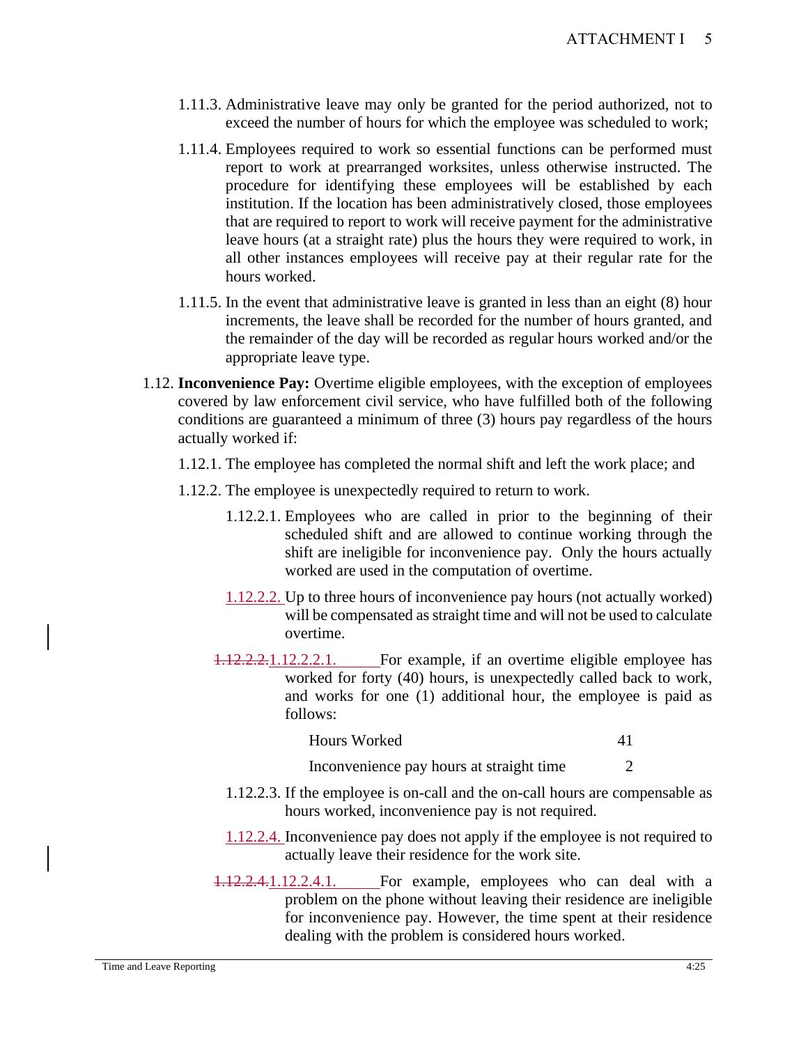1.11.3. Administrative leave may only be granted for the period authorized, not to exceed the number of hours for which the employee was scheduled to work;

1.11.4. Employees required to work so essential functions can be performed must report to work at prearranged worksites, unless otherwise instructed. The procedure for identifying these employees will be established by each institution. If the location has been administratively closed, those employees that are required to report to work will receive payment for the administrative leave hours (at a straight rate) plus the hours they were required to work, in all other instances employees will receive pay at their regular rate for the hours worked.

1.11.5. In the event that administrative leave is granted in less than an eight (8) hour increments, the leave shall be recorded for the number of hours granted, and the remainder of the day will be recorded as regular hours worked and/or the appropriate leave type.

1.12. **Inconvenience Pay:** Overtime eligible employees, with the exception of employees covered by law enforcement civil service, who have fulfilled both of the following conditions are guaranteed a minimum of three (3) hours pay regardless of the hours actually worked if:

1.12.1. The employee has completed the normal shift and left the work place; and

1.12.2. The employee is unexpectedly required to return to work.

1.12.2.1. Employees who are called in prior to the beginning of their scheduled shift and are allowed to continue working through the shift are ineligible for inconvenience pay. Only the hours actually worked are used in the computation of overtime.

1.12.2.2. Up to three hours of inconvenience pay hours (not actually worked) will be compensated as straight time and will not be used to calculate overtime.

~~1.12.2.2.~~ 1.12.2.2.1. For example, if an overtime eligible employee has worked for forty (40) hours, is unexpectedly called back to work, and works for one (1) additional hour, the employee is paid as follows:

| | |
|---|---|
| Hours Worked | 41 |
| Inconvenience pay hours at straight time | 2 |

1.12.2.3. If the employee is on-call and the on-call hours are compensable as hours worked, inconvenience pay is not required.

1.12.2.4. Inconvenience pay does not apply if the employee is not required to actually leave their residence for the work site.

~~1.12.2.4.~~ 1.12.2.4.1. For example, employees who can deal with a problem on the phone without leaving their residence are ineligible for inconvenience pay. However, the time spent at their residence dealing with the problem is considered hours worked.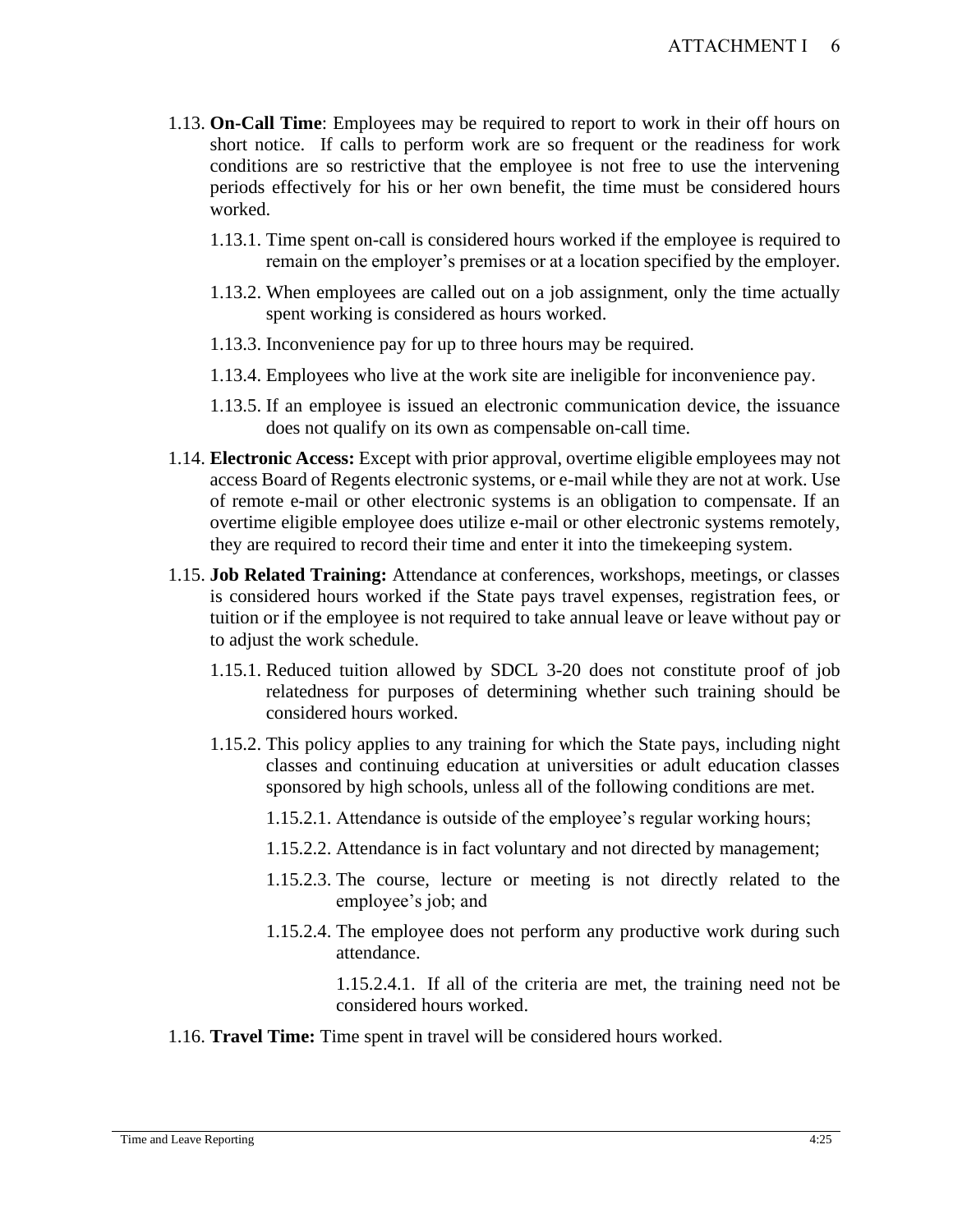1.13. **On-Call Time**: Employees may be required to report to work in their off hours on short notice. If calls to perform work are so frequent or the readiness for work conditions are so restrictive that the employee is not free to use the intervening periods effectively for his or her own benefit, the time must be considered hours worked.

1.13.1. Time spent on-call is considered hours worked if the employee is required to remain on the employer's premises or at a location specified by the employer.

1.13.2. When employees are called out on a job assignment, only the time actually spent working is considered as hours worked.

1.13.3. Inconvenience pay for up to three hours may be required.

1.13.4. Employees who live at the work site are ineligible for inconvenience pay.

1.13.5. If an employee is issued an electronic communication device, the issuance does not qualify on its own as compensable on-call time.

1.14. **Electronic Access:** Except with prior approval, overtime eligible employees may not access Board of Regents electronic systems, or e-mail while they are not at work. Use of remote e-mail or other electronic systems is an obligation to compensate. If an overtime eligible employee does utilize e-mail or other electronic systems remotely, they are required to record their time and enter it into the timekeeping system.

1.15. **Job Related Training:** Attendance at conferences, workshops, meetings, or classes is considered hours worked if the State pays travel expenses, registration fees, or tuition or if the employee is not required to take annual leave or leave without pay or to adjust the work schedule.

1.15.1. Reduced tuition allowed by SDCL 3-20 does not constitute proof of job relatedness for purposes of determining whether such training should be considered hours worked.

1.15.2. This policy applies to any training for which the State pays, including night classes and continuing education at universities or adult education classes sponsored by high schools, unless all of the following conditions are met.

1.15.2.1. Attendance is outside of the employee's regular working hours;

1.15.2.2. Attendance is in fact voluntary and not directed by management;

1.15.2.3. The course, lecture or meeting is not directly related to the employee's job; and

1.15.2.4. The employee does not perform any productive work during such attendance.

1.15.2.4.1. If all of the criteria are met, the training need not be considered hours worked.

1.16. **Travel Time:** Time spent in travel will be considered hours worked.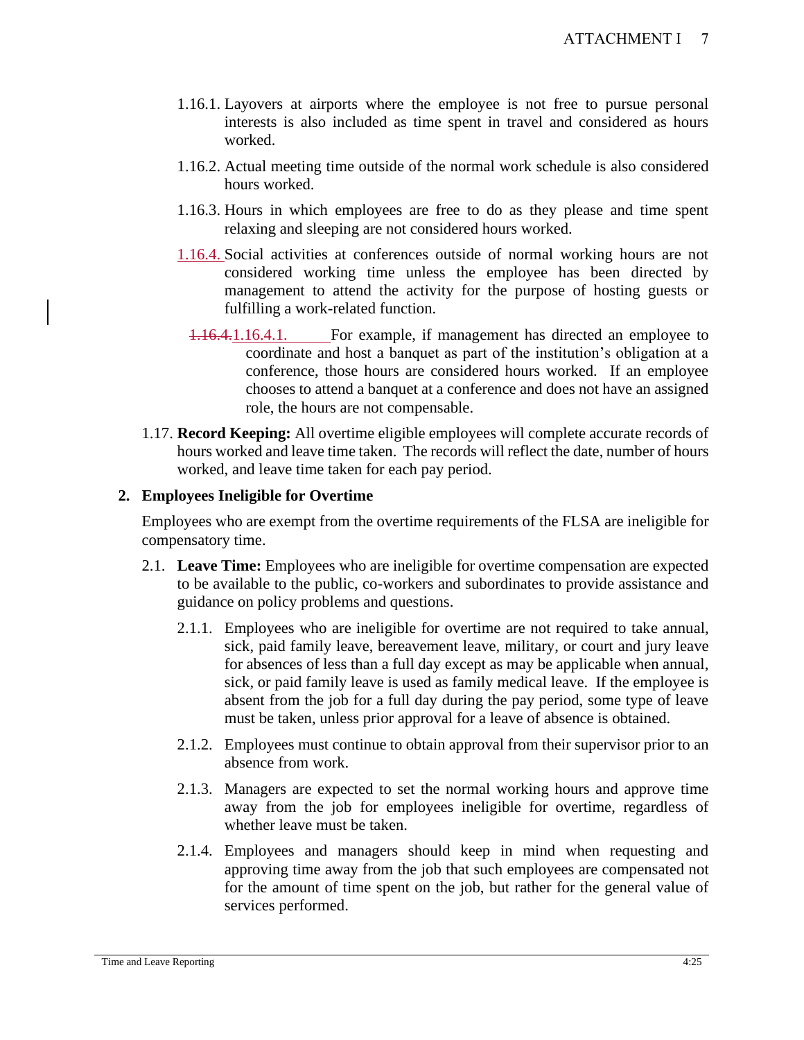1.16.1. Layovers at airports where the employee is not free to pursue personal interests is also included as time spent in travel and considered as hours worked.

1.16.2. Actual meeting time outside of the normal work schedule is also considered hours worked.

1.16.3. Hours in which employees are free to do as they please and time spent relaxing and sleeping are not considered hours worked.

1.16.4. Social activities at conferences outside of normal working hours are not considered working time unless the employee has been directed by management to attend the activity for the purpose of hosting guests or fulfilling a work-related function.

1.16.4.1. For example, if management has directed an employee to coordinate and host a banquet as part of the institution's obligation at a conference, those hours are considered hours worked. If an employee chooses to attend a banquet at a conference and does not have an assigned role, the hours are not compensable.

1.17. **Record Keeping:** All overtime eligible employees will complete accurate records of hours worked and leave time taken. The records will reflect the date, number of hours worked, and leave time taken for each pay period.

## 2. Employees Ineligible for Overtime

Employees who are exempt from the overtime requirements of the FLSA are ineligible for compensatory time.

2.1. **Leave Time:** Employees who are ineligible for overtime compensation are expected to be available to the public, co-workers and subordinates to provide assistance and guidance on policy problems and questions.

2.1.1. Employees who are ineligible for overtime are not required to take annual, sick, paid family leave, bereavement leave, military, or court and jury leave for absences of less than a full day except as may be applicable when annual, sick, or paid family leave is used as family medical leave. If the employee is absent from the job for a full day during the pay period, some type of leave must be taken, unless prior approval for a leave of absence is obtained.

2.1.2. Employees must continue to obtain approval from their supervisor prior to an absence from work.

2.1.3. Managers are expected to set the normal working hours and approve time away from the job for employees ineligible for overtime, regardless of whether leave must be taken.

2.1.4. Employees and managers should keep in mind when requesting and approving time away from the job that such employees are compensated not for the amount of time spent on the job, but rather for the general value of services performed.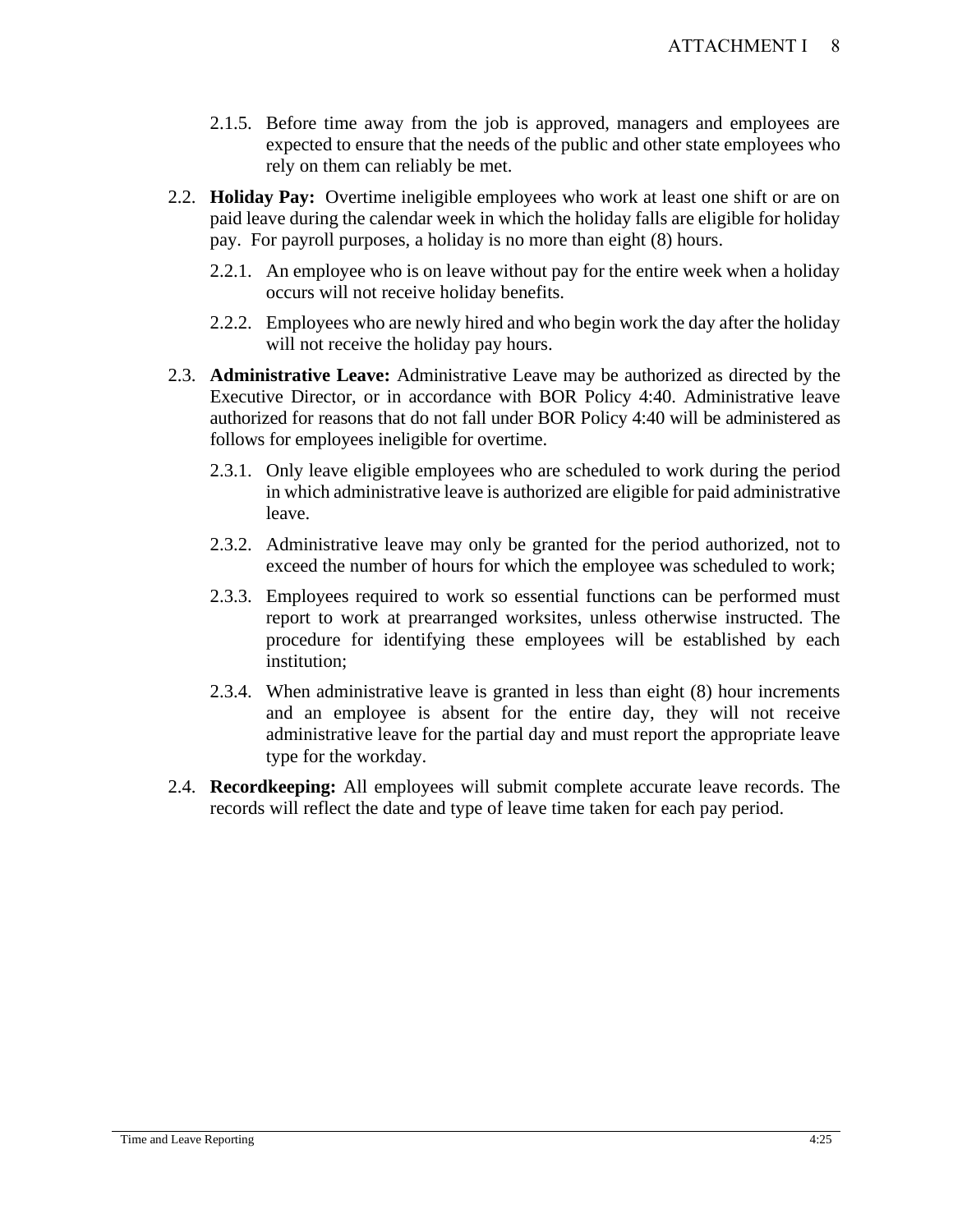2.1.5. Before time away from the job is approved, managers and employees are expected to ensure that the needs of the public and other state employees who rely on them can reliably be met.

2.2. **Holiday Pay:** Overtime ineligible employees who work at least one shift or are on paid leave during the calendar week in which the holiday falls are eligible for holiday pay. For payroll purposes, a holiday is no more than eight (8) hours.

2.2.1. An employee who is on leave without pay for the entire week when a holiday occurs will not receive holiday benefits.

2.2.2. Employees who are newly hired and who begin work the day after the holiday will not receive the holiday pay hours.

2.3. **Administrative Leave:** Administrative Leave may be authorized as directed by the Executive Director, or in accordance with BOR Policy 4:40. Administrative leave authorized for reasons that do not fall under BOR Policy 4:40 will be administered as follows for employees ineligible for overtime.

2.3.1. Only leave eligible employees who are scheduled to work during the period in which administrative leave is authorized are eligible for paid administrative leave.

2.3.2. Administrative leave may only be granted for the period authorized, not to exceed the number of hours for which the employee was scheduled to work;

2.3.3. Employees required to work so essential functions can be performed must report to work at prearranged worksites, unless otherwise instructed. The procedure for identifying these employees will be established by each institution;

2.3.4. When administrative leave is granted in less than eight (8) hour increments and an employee is absent for the entire day, they will not receive administrative leave for the partial day and must report the appropriate leave type for the workday.

2.4. **Recordkeeping:** All employees will submit complete accurate leave records. The records will reflect the date and type of leave time taken for each pay period.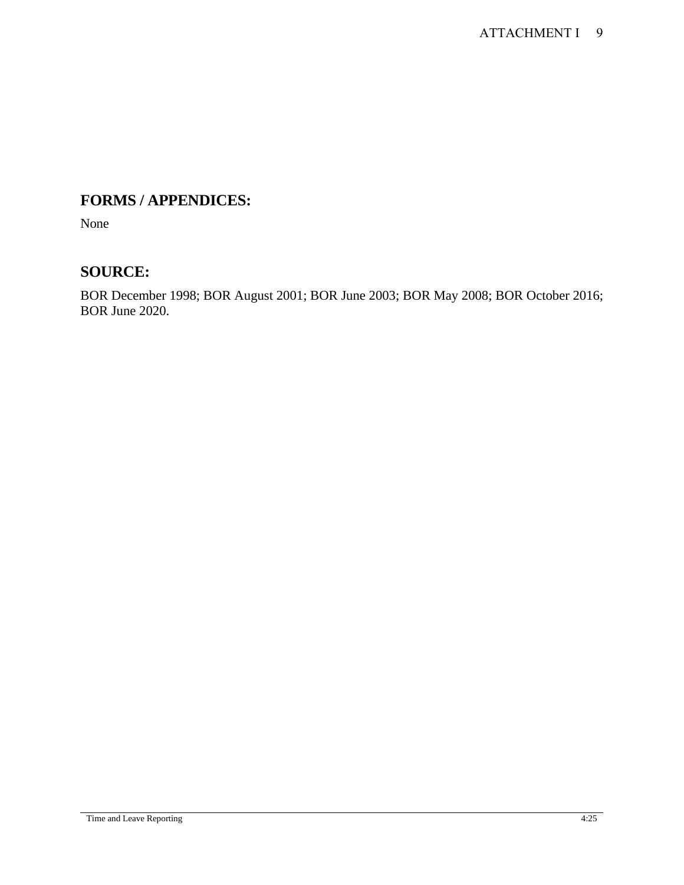## FORMS / APPENDICES:

None

## SOURCE:

BOR December 1998; BOR August 2001; BOR June 2003; BOR May 2008; BOR October 2016; BOR June 2020.